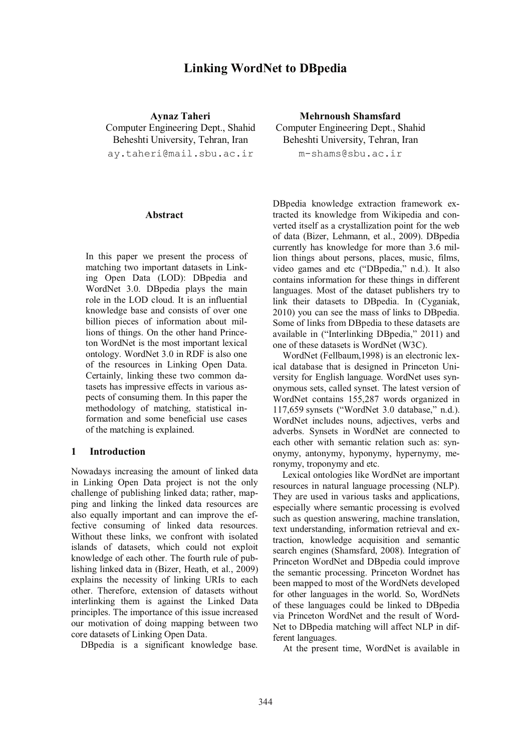# Linking WordNet to DBpedia

**Aynaz Taheri**
Computer Engineering Dept., Shahid Beheshti University, Tehran, Iran
ay.taheri@mail.sbu.ac.ir

**Mehrnoush Shamsfard**
Computer Engineering Dept., Shahid Beheshti University, Tehran, Iran
m-shams@sbu.ac.ir

## Abstract

In this paper we present the process of matching two important datasets in Linking Open Data (LOD): DBpedia and WordNet 3.0. DBpedia plays the main role in the LOD cloud. It is an influential knowledge base and consists of over one billion pieces of information about millions of things. On the other hand Princeton WordNet is the most important lexical ontology. WordNet 3.0 in RDF is also one of the resources in Linking Open Data. Certainly, linking these two common datasets has impressive effects in various aspects of consuming them. In this paper the methodology of matching, statistical information and some beneficial use cases of the matching is explained.

## 1 Introduction

Nowadays increasing the amount of linked data in Linking Open Data project is not the only challenge of publishing linked data; rather, mapping and linking the linked data resources are also equally important and can improve the effective consuming of linked data resources. Without these links, we confront with isolated islands of datasets, which could not exploit knowledge of each other. The fourth rule of publishing linked data in (Bizer, Heath, et al., 2009) explains the necessity of linking URIs to each other. Therefore, extension of datasets without interlinking them is against the Linked Data principles. The importance of this issue increased our motivation of doing mapping between two core datasets of Linking Open Data.

DBpedia is a significant knowledge base. DBpedia knowledge extraction framework extracted its knowledge from Wikipedia and converted itself as a crystallization point for the web of data (Bizer, Lehmann, et al., 2009). DBpedia currently has knowledge for more than 3.6 million things about persons, places, music, films, video games and etc ("DBpedia," n.d.). It also contains information for these things in different languages. Most of the dataset publishers try to link their datasets to DBpedia. In (Cyganiak, 2010) you can see the mass of links to DBpedia. Some of links from DBpedia to these datasets are available in ("Interlinking DBpedia," 2011) and one of these datasets is WordNet (W3C).

WordNet (Fellbaum,1998) is an electronic lexical database that is designed in Princeton University for English language. WordNet uses synonymous sets, called synset. The latest version of WordNet contains 155,287 words organized in 117,659 synsets ("WordNet 3.0 database," n.d.). WordNet includes nouns, adjectives, verbs and adverbs. Synsets in WordNet are connected to each other with semantic relation such as: synonymy, antonymy, hyponymy, hypernymy, meronymy, troponymy and etc.

Lexical ontologies like WordNet are important resources in natural language processing (NLP). They are used in various tasks and applications, especially where semantic processing is evolved such as question answering, machine translation, text understanding, information retrieval and extraction, knowledge acquisition and semantic search engines (Shamsfard, 2008). Integration of Princeton WordNet and DBpedia could improve the semantic processing. Princeton Wordnet has been mapped to most of the WordNets developed for other languages in the world. So, WordNets of these languages could be linked to DBpedia via Princeton WordNet and the result of WordNet to DBpedia matching will affect NLP in different languages.

At the present time, WordNet is available in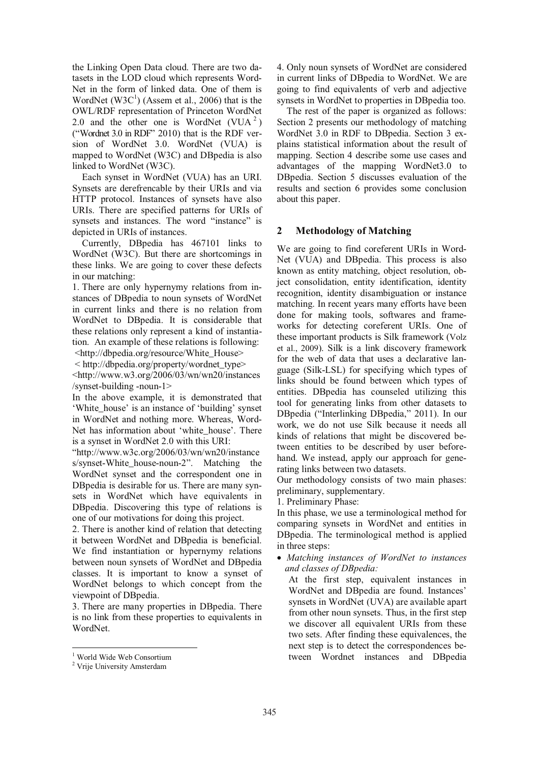the Linking Open Data cloud. There are two datasets in the LOD cloud which represents WordNet in the form of linked data. One of them is WordNet (W3C[1]) (Assem et al., 2006) that is the OWL/RDF representation of Princeton WordNet 2.0 and the other one is WordNet (VUA[2]) ("Wordnet 3.0 in RDF" 2010) that is the RDF version of WordNet 3.0. WordNet (VUA) is mapped to WordNet (W3C) and DBpedia is also linked to WordNet (W3C).

Each synset in WordNet (VUA) has an URI. Synsets are derefrencable by their URIs and via HTTP protocol. Instances of synsets have also URIs. There are specified patterns for URIs of synsets and instances. The word "instance" is depicted in URIs of instances.

Currently, DBpedia has 467101 links to WordNet (W3C). But there are shortcomings in these links. We are going to cover these defects in our matching:

1. There are only hypernymy relations from instances of DBpedia to noun synsets of WordNet in current links and there is no relation from WordNet to DBpedia. It is considerable that these relations only represent a kind of instantiation. An example of these relations is following:
<http://dbpedia.org/resource/White_House>
< http://dbpedia.org/property/wordnet_type>
<http://www.w3.org/2006/03/wn/wn20/instances/synset-building -noun-1>
In the above example, it is demonstrated that 'White_house' is an instance of 'building' synset in WordNet and nothing more. Whereas, WordNet has information about 'white_house'. There is a synset in WordNet 2.0 with this URI: "http://www.w3c.org/2006/03/wn/wn20/instances/synset-White_house-noun-2". Matching the WordNet synset and the correspondent one in DBpedia is desirable for us. There are many synsets in WordNet which have equivalents in DBpedia. Discovering this type of relations is one of our motivations for doing this project.

2. There is another kind of relation that detecting it between WordNet and DBpedia is beneficial. We find instantiation or hypernymy relations between noun synsets of WordNet and DBpedia classes. It is important to know a synset of WordNet belongs to which concept from the viewpoint of DBpedia.

3. There are many properties in DBpedia. There is no link from these properties to equivalents in WordNet.

4. Only noun synsets of WordNet are considered in current links of DBpedia to WordNet. We are going to find equivalents of verb and adjective synsets in WordNet to properties in DBpedia too.

The rest of the paper is organized as follows: Section 2 presents our methodology of matching WordNet 3.0 in RDF to DBpedia. Section 3 explains statistical information about the result of mapping. Section 4 describe some use cases and advantages of the mapping WordNet3.0 to DBpedia. Section 5 discusses evaluation of the results and section 6 provides some conclusion about this paper.

## 2 Methodology of Matching

We are going to find coreferent URIs in WordNet (VUA) and DBpedia. This process is also known as entity matching, object resolution, object consolidation, entity identification, identity recognition, identity disambiguation or instance matching. In recent years many efforts have been done for making tools, softwares and frameworks for detecting coreferent URIs. One of these important products is Silk framework (Volz et al., 2009). Silk is a link discovery framework for the web of data that uses a declarative language (Silk-LSL) for specifying which types of links should be found between which types of entities. DBpedia has counseled utilizing this tool for generating links from other datasets to DBpedia ("Interlinking DBpedia," 2011). In our work, we do not use Silk because it needs all kinds of relations that might be discovered between entities to be described by user beforehand. We instead, apply our approach for generating links between two datasets.

Our methodology consists of two main phases: preliminary, supplementary.

1. Preliminary Phase:

In this phase, we use a terminological method for comparing synsets in WordNet and entities in DBpedia. The terminological method is applied in three steps:

- *Matching instances of WordNet to instances and classes of DBpedia:*
  At the first step, equivalent instances in WordNet and DBpedia are found. Instances' synsets in WordNet (UVA) are available apart from other noun synsets. Thus, in the first step we discover all equivalent URIs from these two sets. After finding these equivalences, the next step is to detect the correspondences between Wordnet instances and DBpedia

[1] World Wide Web Consortium

[2] Vrije University Amsterdam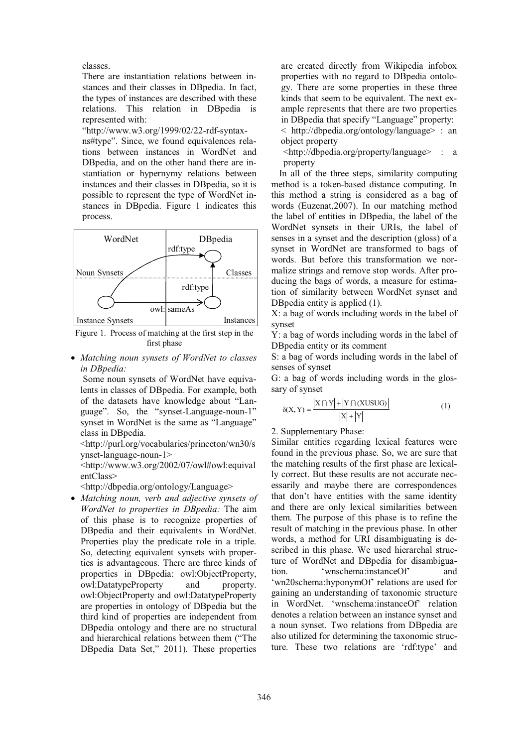classes.

There are instantiation relations between instances and their classes in DBpedia. In fact, the types of instances are described with these relations. This relation in DBpedia is represented with: "http://www.w3.org/1999/02/22-rdf-syntax-ns#type". Since, we found equivalences relations between instances in WordNet and DBpedia, and on the other hand there are instantiation or hypernymy relations between instances and their classes in DBpedia, so it is possible to represent the type of WordNet instances in DBpedia. Figure 1 indicates this process.

Figure 1. Process of matching at the first step in the first phase

- *Matching noun synsets of WordNet to classes in DBpedia:*

  Some noun synsets of WordNet have equivalents in classes of DBpedia. For example, both of the datasets have knowledge about "Language". So, the "synset-Language-noun-1" synset in WordNet is the same as "Language" class in DBpedia.

  <http://purl.org/vocabularies/princeton/wn30/synset-language-noun-1>
  <http://www.w3.org/2002/07/owl#owl:equivalentClass>
  <http://dbpedia.org/ontology/Language>

- *Matching noun, verb and adjective synsets of WordNet to properties in DBpedia:* The aim of this phase is to recognize properties of DBpedia and their equivalents in WordNet. Properties play the predicate role in a triple. So, detecting equivalent synsets with properties is advantageous. There are three kinds of properties in DBpedia: owl:ObjectProperty, owl:DatatypeProperty and property. owl:ObjectProperty and owl:DatatypeProperty are properties in ontology of DBpedia but the third kind of properties are independent from DBpedia ontology and there are no structural and hierarchical relations between them ("The DBpedia Data Set," 2011). These properties are created directly from Wikipedia infobox properties with no regard to DBpedia ontology. There are some properties in these three kinds that seem to be equivalent. The next example represents that there are two properties in DBpedia that specify "Language" property:

  < http://dbpedia.org/ontology/language> : an object property
  <http://dbpedia.org/property/language> : a property

In all of the three steps, similarity computing method is a token-based distance computing. In this method a string is considered as a bag of words (Euzenat,2007). In our matching method the label of entities in DBpedia, the label of the WordNet synsets in their URIs, the label of senses in a synset and the description (gloss) of a synset in WordNet are transformed to bags of words. But before this transformation we normalize strings and remove stop words. After producing the bags of words, a measure for estimation of similarity between WordNet synset and DBpedia entity is applied (1).

X: a bag of words including words in the label of synset

Y: a bag of words including words in the label of DBpedia entity or its comment

S: a bag of words including words in the label of senses of synset

G: a bag of words including words in the glossary of synset

$$\delta(X, Y) = \frac{|X \cap Y| + |Y \cap (X \cup S \cup G)|}{|X| + |Y|} \quad (1)$$

2. Supplementary Phase:

Similar entities regarding lexical features were found in the previous phase. So, we are sure that the matching results of the first phase are lexically correct. But these results are not accurate necessarily and maybe there are correspondences that don't have entities with the same identity and there are only lexical similarities between them. The purpose of this phase is to refine the result of matching in the previous phase. In other words, a method for URI disambiguating is described in this phase. We used hierarchal structure of WordNet and DBpedia for disambiguation. 'wnschema:instanceOf' and 'wn20schema:hyponymOf' relations are used for gaining an understanding of taxonomic structure in WordNet. 'wnschema:instanceOf' relation denotes a relation between an instance synset and a noun synset. Two relations from DBpedia are also utilized for determining the taxonomic structure. These two relations are 'rdf:type' and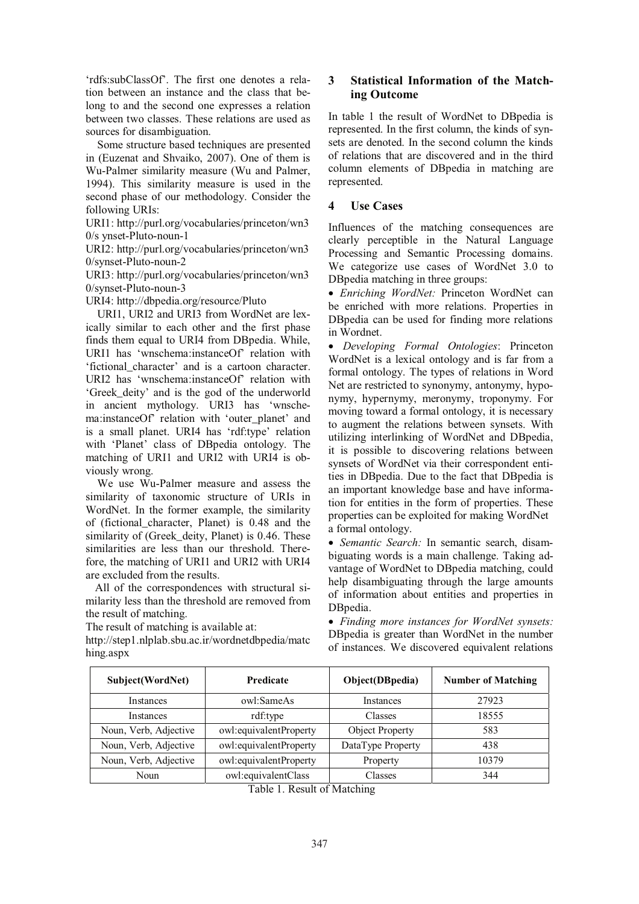'rdfs:subClassOf'. The first one denotes a relation between an instance and the class that belong to and the second one expresses a relation between two classes. These relations are used as sources for disambiguation.

Some structure based techniques are presented in (Euzenat and Shvaiko, 2007). One of them is Wu-Palmer similarity measure (Wu and Palmer, 1994). This similarity measure is used in the second phase of our methodology. Consider the following URIs:

URI1: http://purl.org/vocabularies/princeton/wn30/s ynset-Pluto-noun-1

URI2: http://purl.org/vocabularies/princeton/wn30/synset-Pluto-noun-2

URI3: http://purl.org/vocabularies/princeton/wn30/synset-Pluto-noun-3

URI4: http://dbpedia.org/resource/Pluto

URI1, URI2 and URI3 from WordNet are lexically similar to each other and the first phase finds them equal to URI4 from DBpedia. While, URI1 has 'wnschema:instanceOf' relation with 'fictional_character' and is a cartoon character. URI2 has 'wnschema:instanceOf' relation with 'Greek_deity' and is the god of the underworld in ancient mythology. URI3 has 'wnschema:instanceOf' relation with 'outer_planet' and is a small planet. URI4 has 'rdf:type' relation with 'Planet' class of DBpedia ontology. The matching of URI1 and URI2 with URI4 is obviously wrong.

We use Wu-Palmer measure and assess the similarity of taxonomic structure of URIs in WordNet. In the former example, the similarity of (fictional_character, Planet) is 0.48 and the similarity of (Greek_deity, Planet) is 0.46. These similarities are less than our threshold. Therefore, the matching of URI1 and URI2 with URI4 are excluded from the results.

All of the correspondences with structural similarity less than the threshold are removed from the result of matching.

The result of matching is available at:

http://step1.nlplab.sbu.ac.ir/wordnetdbpedia/matching.aspx

## 3 Statistical Information of the Matching Outcome

In table 1 the result of WordNet to DBpedia is represented. In the first column, the kinds of synsets are denoted. In the second column the kinds of relations that are discovered and in the third column elements of DBpedia in matching are represented.

## 4 Use Cases

Influences of the matching consequences are clearly perceptible in the Natural Language Processing and Semantic Processing domains. We categorize use cases of WordNet 3.0 to DBpedia matching in three groups:

- *Enriching WordNet:* Princeton WordNet can be enriched with more relations. Properties in DBpedia can be used for finding more relations in Wordnet.
- *Developing Formal Ontologies*: Princeton WordNet is a lexical ontology and is far from a formal ontology. The types of relations in Word Net are restricted to synonymy, antonymy, hyponymy, hypernymy, meronymy, troponymy. For moving toward a formal ontology, it is necessary to augment the relations between synsets. With utilizing interlinking of WordNet and DBpedia, it is possible to discovering relations between synsets of WordNet via their correspondent entities in DBpedia. Due to the fact that DBpedia is an important knowledge base and have information for entities in the form of properties. These properties can be exploited for making WordNet a formal ontology.
- *Semantic Search:* In semantic search, disambiguating words is a main challenge. Taking advantage of WordNet to DBpedia matching, could help disambiguating through the large amounts of information about entities and properties in DBpedia.
- *Finding more instances for WordNet synsets:* DBpedia is greater than WordNet in the number of instances. We discovered equivalent relations

| Subject(WordNet) | Predicate | Object(DBpedia) | Number of Matching |
|---|---|---|---|
| Instances | owl:SameAs | Instances | 27923 |
| Instances | rdf:type | Classes | 18555 |
| Noun, Verb, Adjective | owl:equivalentProperty | Object Property | 583 |
| Noun, Verb, Adjective | owl:equivalentProperty | DataType Property | 438 |
| Noun, Verb, Adjective | owl:equivalentProperty | Property | 10379 |
| Noun | owl:equivalentClass | Classes | 344 |

Table 1. Result of Matching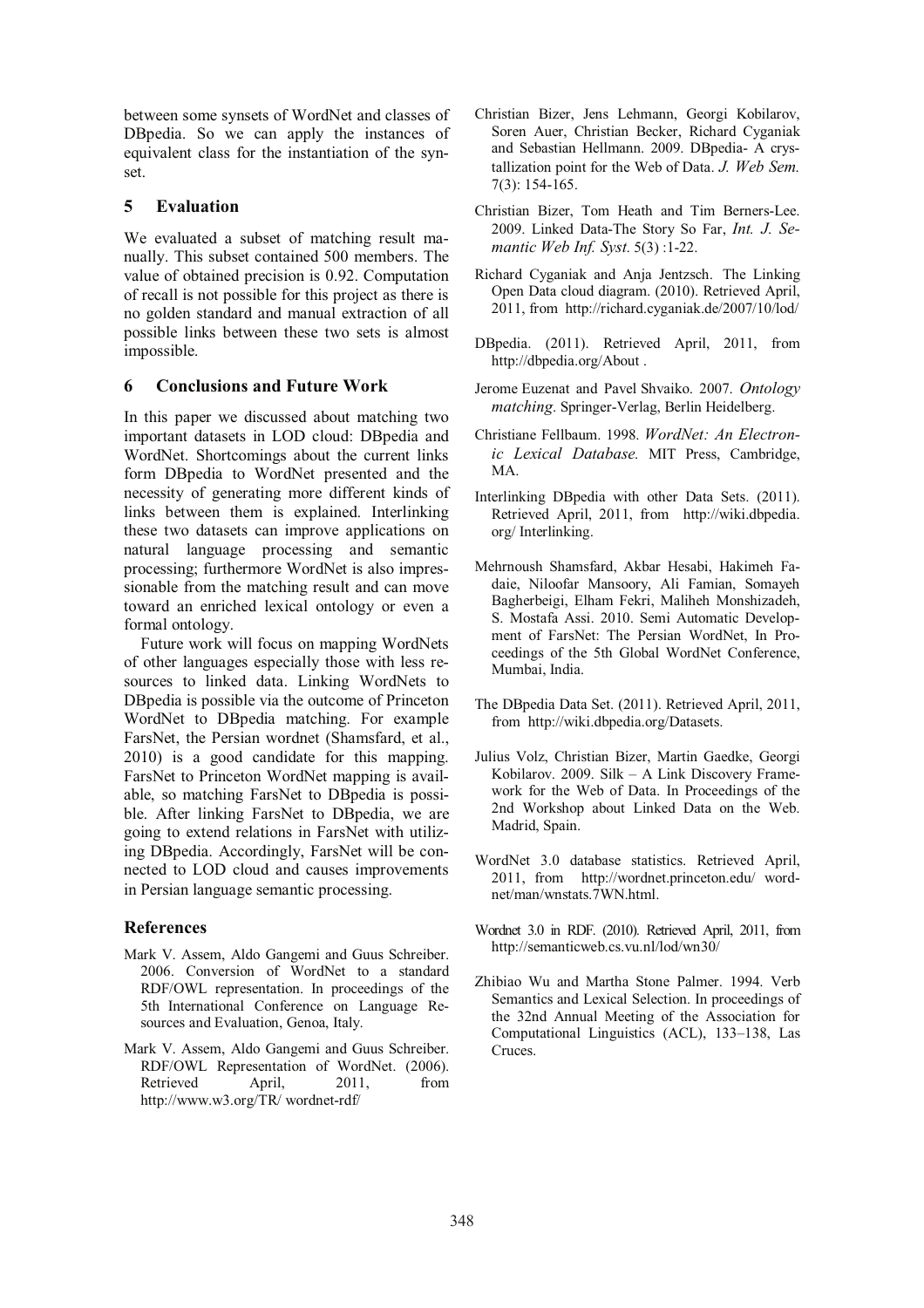between some synsets of WordNet and classes of DBpedia. So we can apply the instances of equivalent class for the instantiation of the synset.

## 5 Evaluation

We evaluated a subset of matching result manually. This subset contained 500 members. The value of obtained precision is 0.92. Computation of recall is not possible for this project as there is no golden standard and manual extraction of all possible links between these two sets is almost impossible.

## 6 Conclusions and Future Work

In this paper we discussed about matching two important datasets in LOD cloud: DBpedia and WordNet. Shortcomings about the current links form DBpedia to WordNet presented and the necessity of generating more different kinds of links between them is explained. Interlinking these two datasets can improve applications on natural language processing and semantic processing; furthermore WordNet is also impressionable from the matching result and can move toward an enriched lexical ontology or even a formal ontology.

Future work will focus on mapping WordNets of other languages especially those with less resources to linked data. Linking WordNets to DBpedia is possible via the outcome of Princeton WordNet to DBpedia matching. For example FarsNet, the Persian wordnet (Shamsfard, et al., 2010) is a good candidate for this mapping. FarsNet to Princeton WordNet mapping is available, so matching FarsNet to DBpedia is possible. After linking FarsNet to DBpedia, we are going to extend relations in FarsNet with utilizing DBpedia. Accordingly, FarsNet will be connected to LOD cloud and causes improvements in Persian language semantic processing.

## References

Mark V. Assem, Aldo Gangemi and Guus Schreiber. 2006. Conversion of WordNet to a standard RDF/OWL representation. In proceedings of the 5th International Conference on Language Resources and Evaluation, Genoa, Italy.

Mark V. Assem, Aldo Gangemi and Guus Schreiber. RDF/OWL Representation of WordNet. (2006). Retrieved April, 2011, from http://www.w3.org/TR/ wordnet-rdf/

Christian Bizer, Jens Lehmann, Georgi Kobilarov, Soren Auer, Christian Becker, Richard Cyganiak and Sebastian Hellmann. 2009. DBpedia- A crystallization point for the Web of Data. *J. Web Sem.* 7(3): 154-165.

Christian Bizer, Tom Heath and Tim Berners-Lee. 2009. Linked Data-The Story So Far, *Int. J. Semantic Web Inf. Syst.* 5(3) :1-22.

Richard Cyganiak and Anja Jentzsch. The Linking Open Data cloud diagram. (2010). Retrieved April, 2011, from http://richard.cyganiak.de/2007/10/lod/

DBpedia. (2011). Retrieved April, 2011, from http://dbpedia.org/About .

Jerome Euzenat and Pavel Shvaiko. 2007. *Ontology matching*. Springer-Verlag, Berlin Heidelberg.

Christiane Fellbaum. 1998. *WordNet: An Electronic Lexical Database.* MIT Press, Cambridge, MA.

Interlinking DBpedia with other Data Sets. (2011). Retrieved April, 2011, from http://wiki.dbpedia.org/ Interlinking.

Mehrnoush Shamsfard, Akbar Hesabi, Hakimeh Fadaie, Niloofar Mansoory, Ali Famian, Somayeh Bagherbeigi, Elham Fekri, Maliheh Monshizadeh, S. Mostafa Assi. 2010. Semi Automatic Development of FarsNet: The Persian WordNet, In Proceedings of the 5th Global WordNet Conference, Mumbai, India.

The DBpedia Data Set. (2011). Retrieved April, 2011, from http://wiki.dbpedia.org/Datasets.

Julius Volz, Christian Bizer, Martin Gaedke, Georgi Kobilarov. 2009. Silk – A Link Discovery Framework for the Web of Data. In Proceedings of the 2nd Workshop about Linked Data on the Web. Madrid, Spain.

WordNet 3.0 database statistics. Retrieved April, 2011, from http://wordnet.princeton.edu/ wordnet/man/wnstats.7WN.html.

Wordnet 3.0 in RDF. (2010). Retrieved April, 2011, from http://semanticweb.cs.vu.nl/lod/wn30/

Zhibiao Wu and Martha Stone Palmer. 1994. Verb Semantics and Lexical Selection. In proceedings of the 32nd Annual Meeting of the Association for Computational Linguistics (ACL), 133–138, Las Cruces.